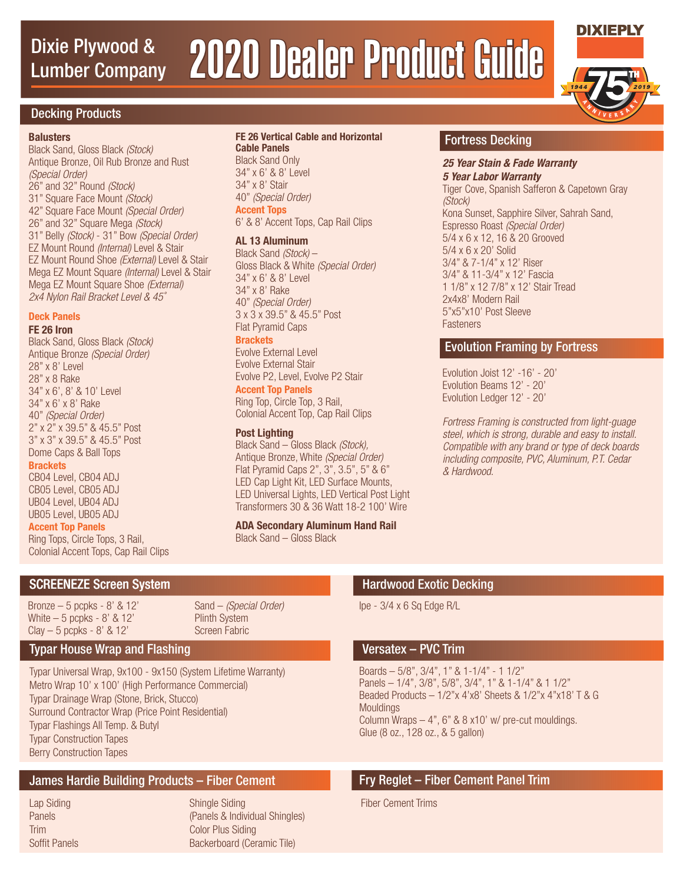# Dixie Plywood & Lumber Company 2020 Dealer Product Guide

DIXIEPLY

1944 75TH 2019 ANNIVERSARY

## Decking Products

**Balusters**
Black Sand, Gloss Black *(Stock)*
Antique Bronze, Oil Rub Bronze and Rust *(Special Order)*
26" and 32" Round *(Stock)*
31" Square Face Mount *(Stock)*
42" Square Face Mount *(Special Order)*
26" and 32" Square Mega *(Stock)*
31" Belly *(Stock)* - 31" Bow *(Special Order)*
EZ Mount Round *(Internal)* Level & Stair
EZ Mount Round Shoe *(External)* Level & Stair
Mega EZ Mount Square *(Internal)* Level & Stair
Mega EZ Mount Square Shoe *(External)*
*2x4 Nylon Rail Bracket Level & 45˚*

**Deck Panels**

**FE 26 Iron**
Black Sand, Gloss Black *(Stock)*
Antique Bronze *(Special Order)*
28" x 8' Level
28" x 8 Rake
34" x 6', 8' & 10' Level
34" x 6' x 8' Rake
40" *(Special Order)*
2" x 2" x 39.5" & 45.5" Post
3" x 3" x 39.5" & 45.5" Post
Dome Caps & Ball Tops

**Brackets**
CB04 Level, CB04 ADJ
CB05 Level, CB05 ADJ
UB04 Level, UB04 ADJ
UB05 Level, UB05 ADJ

**Accent Top Panels**
Ring Tops, Circle Tops, 3 Rail,
Colonial Accent Tops, Cap Rail Clips

**FE 26 Vertical Cable and Horizontal Cable Panels**
Black Sand Only
34" x 6' & 8' Level
34" x 8' Stair
40" *(Special Order)*

**Accent Tops**
6' & 8' Accent Tops, Cap Rail Clips

**AL 13 Aluminum**
Black Sand *(Stock)* –
Gloss Black & White *(Special Order)*
34" x 6' & 8' Level
34" x 8' Rake
40" *(Special Order)*
3 x 3 x 39.5" & 45.5" Post
Flat Pyramid Caps

**Brackets**
Evolve External Level
Evolve External Stair
Evolve P2, Level, Evolve P2 Stair

**Accent Top Panels**
Ring Top, Circle Top, 3 Rail,
Colonial Accent Top, Cap Rail Clips

**Post Lighting**
Black Sand – Gloss Black *(Stock)*,
Antique Bronze, White *(Special Order)*
Flat Pyramid Caps 2", 3", 3.5", 5" & 6"
LED Cap Light Kit, LED Surface Mounts,
LED Universal Lights, LED Vertical Post Light
Transformers 30 & 36 Watt 18-2 100' Wire

**ADA Secondary Aluminum Hand Rail**
Black Sand – Gloss Black

## Fortress Decking

***25 Year Stain & Fade Warranty***
***5 Year Labor Warranty***
Tiger Cove, Spanish Safferon & Capetown Gray *(Stock)*
Kona Sunset, Sapphire Silver, Sahrah Sand, Espresso Roast *(Special Order)*
5/4 x 6 x 12, 16 & 20 Grooved
5/4 x 6 x 20' Solid
3/4" & 7-1/4" x 12' Riser
3/4" & 11-3/4" x 12' Fascia
1 1/8" x 12 7/8" x 12' Stair Tread
2x4x8' Modern Rail
5"x5"x10' Post Sleeve
Fasteners

## Evolution Framing by Fortress

Evolution Joist 12' -16' - 20'
Evolution Beams 12' - 20'
Evolution Ledger 12' - 20'

*Fortress Framing is constructed from light-guage steel, which is strong, durable and easy to install. Compatible with any brand or type of deck boards including composite, PVC, Aluminum, P.T. Cedar & Hardwood.*

## SCREENEZE Screen System

Bronze – 5 pcpks - 8' & 12'
White – 5 pcpks - 8' & 12'
Clay – 5 pcpks - 8' & 12'
Sand – *(Special Order)*
Plinth System
Screen Fabric

## Typar House Wrap and Flashing

Typar Universal Wrap, 9x100 - 9x150 (System Lifetime Warranty)
Metro Wrap 10' x 100' (High Performance Commercial)
Typar Drainage Wrap (Stone, Brick, Stucco)
Surround Contractor Wrap (Price Point Residential)
Typar Flashings All Temp. & Butyl
Typar Construction Tapes
Berry Construction Tapes

## James Hardie Building Products – Fiber Cement

Lap Siding
Panels
Trim
Soffit Panels
Shingle Siding
(Panels & Individual Shingles)
Color Plus Siding
Backerboard (Ceramic Tile)

## Hardwood Exotic Decking

Ipe - 3/4 x 6 Sq Edge R/L

## Versatex – PVC Trim

Boards – 5/8", 3/4", 1" & 1-1/4" - 1 1/2"
Panels – 1/4", 3/8", 5/8", 3/4", 1" & 1-1/4" & 1 1/2"
Beaded Products – 1/2"x 4'x8' Sheets & 1/2"x 4"x18' T & G
Mouldings
Column Wraps – 4", 6" & 8 x10' w/ pre-cut mouldings.
Glue (8 oz., 128 oz., & 5 gallon)

## Fry Reglet – Fiber Cement Panel Trim

Fiber Cement Trims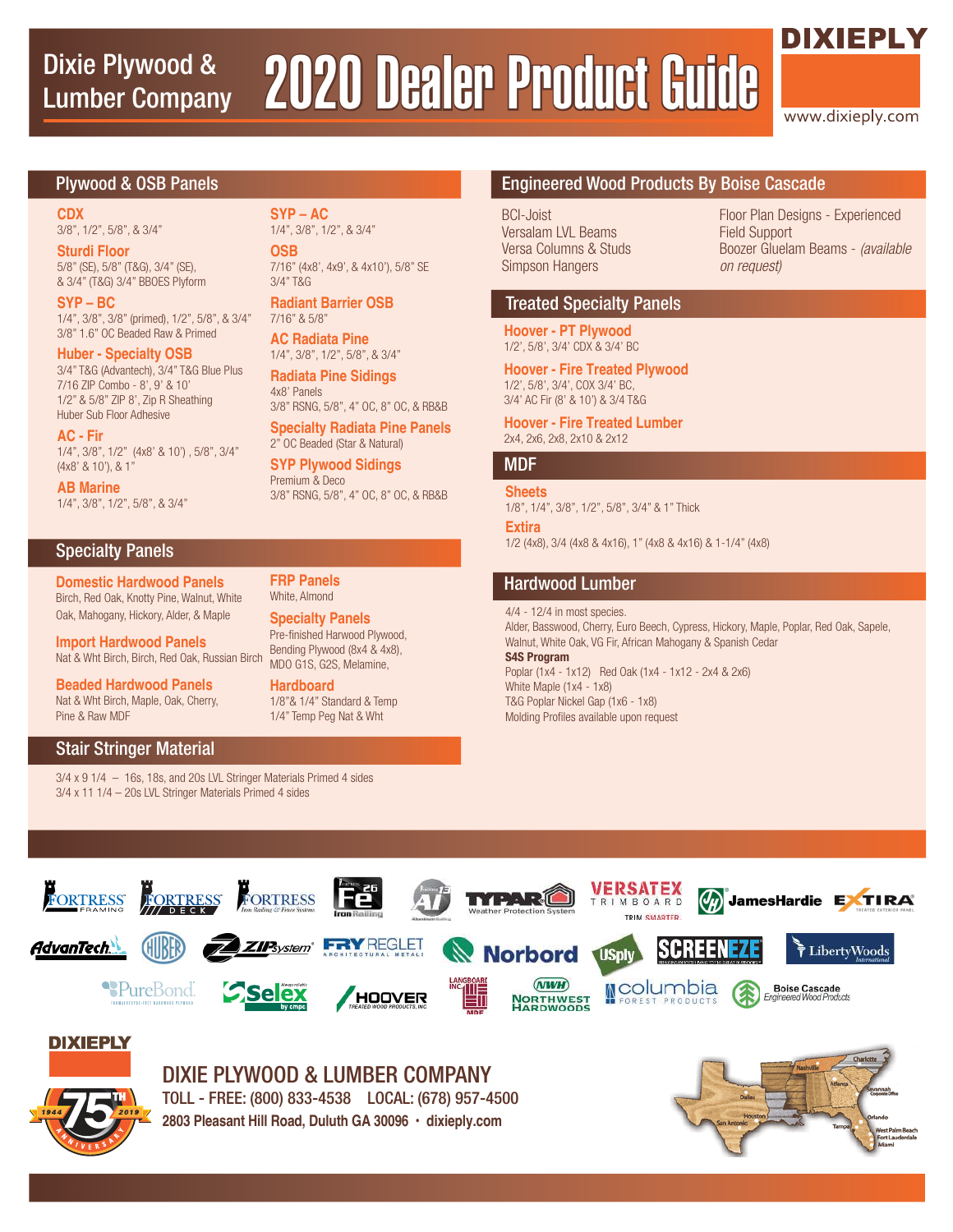# Dixie Plywood & Lumber Company 2020 Dealer Product Guide

DIXIEPLY
www.dixieply.com

## Plywood & OSB Panels

**CDX**
3/8", 1/2", 5/8", & 3/4"

**Sturdi Floor**
5/8" (SE), 5/8" (T&G), 3/4" (SE), & 3/4" (T&G) 3/4" BBOES Plyform

**SYP – BC**
1/4", 3/8", 3/8" (primed), 1/2", 5/8", & 3/4"
3/8" 1.6" OC Beaded Raw & Primed

**Huber - Specialty OSB**
3/4" T&G (Advantech), 3/4" T&G Blue Plus
7/16 ZIP Combo - 8', 9' & 10'
1/2" & 5/8" ZIP 8', Zip R Sheathing
Huber Sub Floor Adhesive

**AC - Fir**
1/4", 3/8", 1/2" (4x8' & 10'), 5/8", 3/4" (4x8' & 10'), & 1"

**AB Marine**
1/4", 3/8", 1/2", 5/8", & 3/4"

**SYP – AC**
1/4", 3/8", 1/2", & 3/4"

**OSB**
7/16" (4x8', 4x9', & 4x10'), 5/8" SE
3/4" T&G

**Radiant Barrier OSB**
7/16" & 5/8"

**AC Radiata Pine**
1/4", 3/8", 1/2", 5/8", & 3/4"

**Radiata Pine Sidings**
4x8' Panels
3/8" RSNG, 5/8", 4" OC, 8" OC, & RB&B

**Specialty Radiata Pine Panels**
2" OC Beaded (Star & Natural)

**SYP Plywood Sidings**
Premium & Deco
3/8" RSNG, 5/8", 4" OC, 8" OC, & RB&B

## Specialty Panels

**Domestic Hardwood Panels**
Birch, Red Oak, Knotty Pine, Walnut, White Oak, Mahogany, Hickory, Alder, & Maple

**Import Hardwood Panels**
Nat & Wht Birch, Birch, Red Oak, Russian Birch

**Beaded Hardwood Panels**
Nat & Wht Birch, Maple, Oak, Cherry, Pine & Raw MDF

**FRP Panels**
White, Almond

**Specialty Panels**
Pre-finished Harwood Plywood, Bending Plywood (8x4 & 4x8), MDO G1S, G2S, Melamine,

**Hardboard**
1/8"& 1/4" Standard & Temp
1/4" Temp Peg Nat & Wht

## Stair Stringer Material

3/4 x 9 1/4 – 16s, 18s, and 20s LVL Stringer Materials Primed 4 sides
3/4 x 11 1/4 – 20s LVL Stringer Materials Primed 4 sides

## Engineered Wood Products By Boise Cascade

BCI-Joist
Versalam LVL Beams
Versa Columns & Studs
Simpson Hangers
Floor Plan Designs - Experienced Field Support
Boozer Gluelam Beams - *(available on request)*

## Treated Specialty Panels

**Hoover - PT Plywood**
1/2', 5/8', 3/4' CDX & 3/4' BC

**Hoover - Fire Treated Plywood**
1/2', 5/8', 3/4', COX 3/4' BC,
3/4' AC Fir (8' & 10') & 3/4 T&G

**Hoover - Fire Treated Lumber**
2x4, 2x6, 2x8, 2x10 & 2x12

## MDF

**Sheets**
1/8", 1/4", 3/8", 1/2", 5/8", 3/4" & 1" Thick

**Extira**
1/2 (4x8), 3/4 (4x8 & 4x16), 1" (4x8 & 4x16) & 1-1/4" (4x8)

## Hardwood Lumber

4/4 - 12/4 in most species.
Alder, Basswood, Cherry, Euro Beech, Cypress, Hickory, Maple, Poplar, Red Oak, Sapele, Walnut, White Oak, VG Fir, African Mahogany & Spanish Cedar

**S4S Program**
Poplar (1x4 - 1x12) Red Oak (1x4 - 1x12 - 2x4 & 2x6)
White Maple (1x4 - 1x8)
T&G Poplar Nickel Gap (1x6 - 1x8)
Molding Profiles available upon request

Fortress Framing · Fortress Deck · Fortress Iron Railing & Fence Systems · Fe26 Iron Railing · Al13 Aluminum Railing · TYPAR Weather Protection System · VERSATEX Trimboard · JamesHardie · EXTIRA · AdvanTech · HUBER · ZIP System · FRY REGLET Architectural Metals · Norbord · USply · SCREENEZE · LibertyWoods International · PureBond · Selex · HOOVER Treated Wood Products, Inc. · Langboard Inc. MDF · NWH Northwest Hardwoods · columbia Forest Products · Boise Cascade Engineered Wood Products

DIXIEPLY
75th 1944 – 2019 Anniversary

**DIXIE PLYWOOD & LUMBER COMPANY**
TOLL - FREE: (800) 833-4538 LOCAL: (678) 957-4500
2803 Pleasant Hill Road, Duluth GA 30096 • dixieply.com

Nashville · Charlotte · Atlanta · Savannah Corporate Office · Dallas · Houston · San Antonio · Orlando · Tampa · West Palm Beach · Fort Lauderdale · Miami